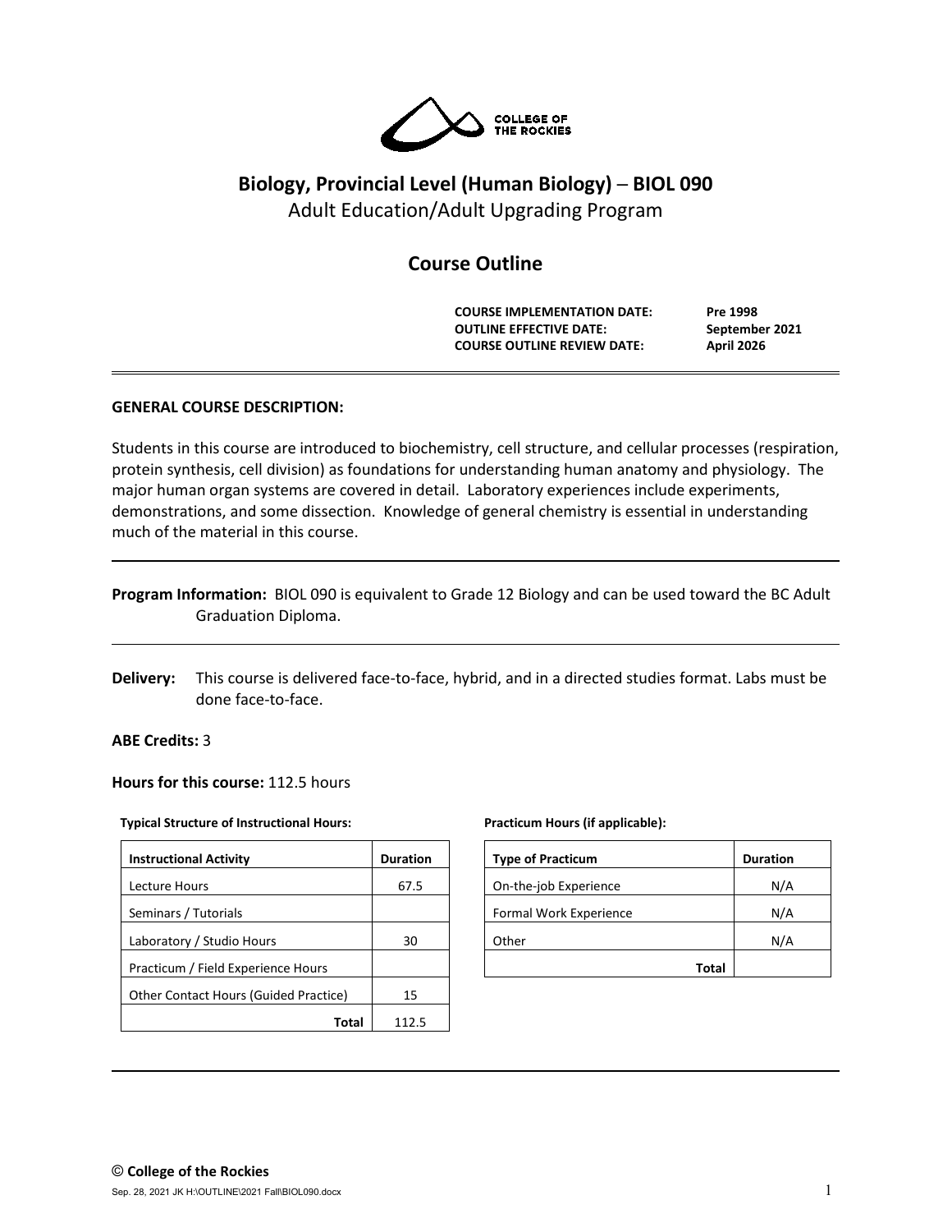# Biology, Provincial Level (Human Biology) – BIOL 090

Adult Education/Adult Upgrading Program

## Course Outline

**COURSE IMPLEMENTATION DATE:** Pre 1998
**OUTLINE EFFECTIVE DATE:** September 2021
**COURSE OUTLINE REVIEW DATE:** April 2026

---

### GENERAL COURSE DESCRIPTION:

Students in this course are introduced to biochemistry, cell structure, and cellular processes (respiration, protein synthesis, cell division) as foundations for understanding human anatomy and physiology. The major human organ systems are covered in detail. Laboratory experiences include experiments, demonstrations, and some dissection. Knowledge of general chemistry is essential in understanding much of the material in this course.

---

**Program Information:** BIOL 090 is equivalent to Grade 12 Biology and can be used toward the BC Adult Graduation Diploma.

---

**Delivery:** This course is delivered face-to-face, hybrid, and in a directed studies format. Labs must be done face-to-face.

**ABE Credits:** 3

**Hours for this course:** 112.5 hours

**Typical Structure of Instructional Hours:**

| Instructional Activity | Duration |
| --- | --- |
| Lecture Hours | 67.5 |
| Seminars / Tutorials | |
| Laboratory / Studio Hours | 30 |
| Practicum / Field Experience Hours | |
| Other Contact Hours (Guided Practice) | 15 |
| **Total** | 112.5 |

**Practicum Hours (if applicable):**

| Type of Practicum | Duration |
| --- | --- |
| On-the-job Experience | N/A |
| Formal Work Experience | N/A |
| Other | N/A |
| **Total** | |

---

© **College of the Rockies**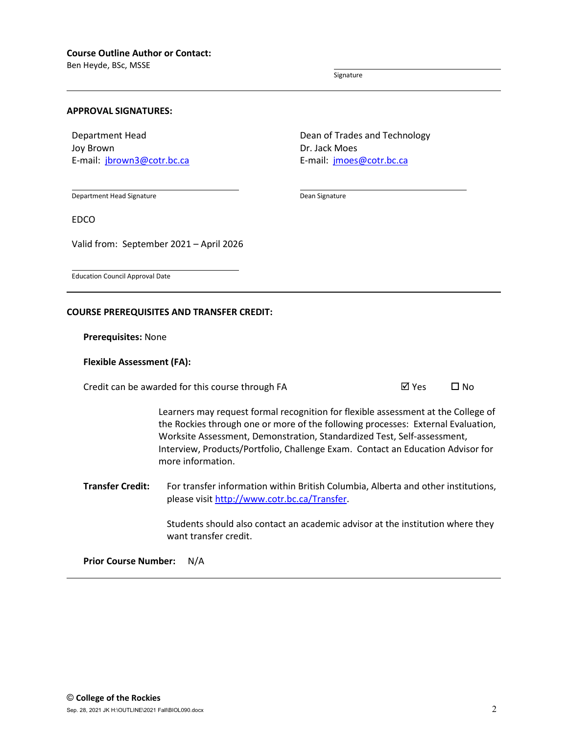**Course Outline Author or Contact:**
Ben Heyde, BSc, MSSE

Signature

---

**APPROVAL SIGNATURES:**

Department Head
Joy Brown
E-mail: jbrown3@cotr.bc.ca

Department Head Signature

Dean of Trades and Technology
Dr. Jack Moes
E-mail: jmoes@cotr.bc.ca

Dean Signature

EDCO

Valid from: September 2021 – April 2026

Education Council Approval Date

---

**COURSE PREREQUISITES AND TRANSFER CREDIT:**

**Prerequisites:** None

**Flexible Assessment (FA):**

Credit can be awarded for this course through FA ☑ Yes ☐ No

Learners may request formal recognition for flexible assessment at the College of the Rockies through one or more of the following processes: External Evaluation, Worksite Assessment, Demonstration, Standardized Test, Self-assessment, Interview, Products/Portfolio, Challenge Exam. Contact an Education Advisor for more information.

**Transfer Credit:** For transfer information within British Columbia, Alberta and other institutions, please visit http://www.cotr.bc.ca/Transfer.

Students should also contact an academic advisor at the institution where they want transfer credit.

**Prior Course Number:** N/A

---

© **College of the Rockies**

Sep. 28, 2021 JK H:\OUTLINE\2021 Fall\BIOL090.docx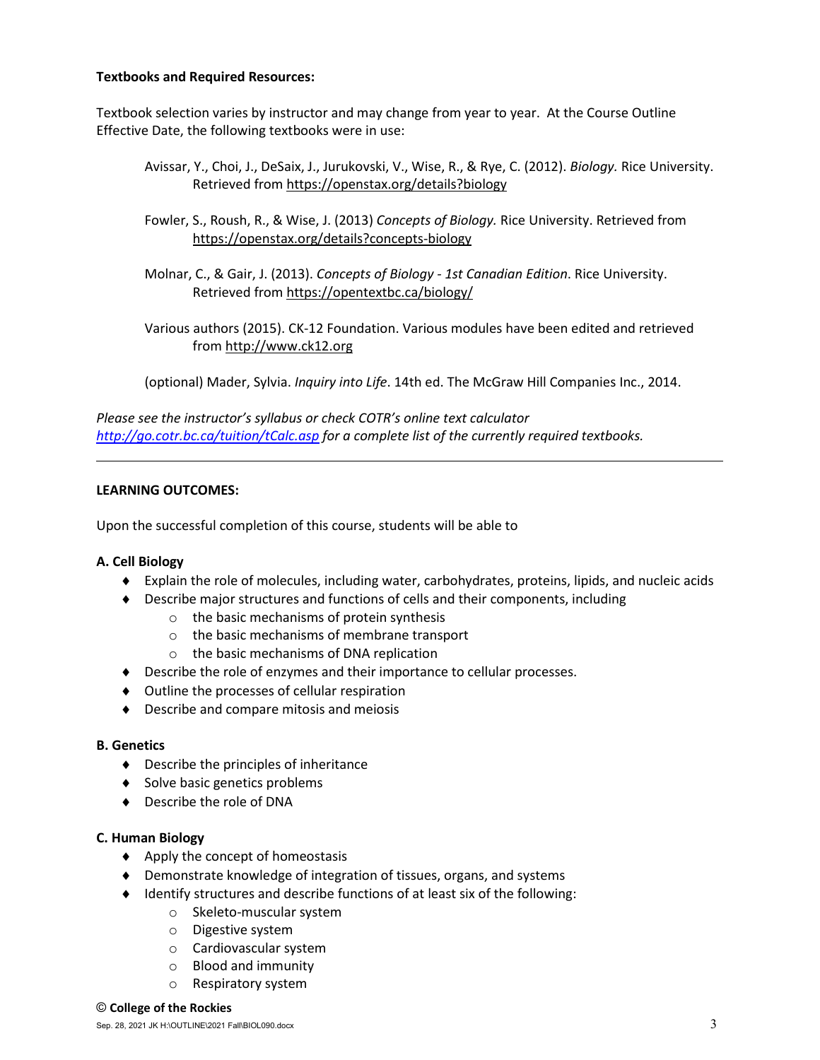**Textbooks and Required Resources:**

Textbook selection varies by instructor and may change from year to year. At the Course Outline Effective Date, the following textbooks were in use:

> Avissar, Y., Choi, J., DeSaix, J., Jurukovski, V., Wise, R., & Rye, C. (2012). *Biology.* Rice University. Retrieved from https://openstax.org/details?biology
>
> Fowler, S., Roush, R., & Wise, J. (2013) *Concepts of Biology.* Rice University. Retrieved from https://openstax.org/details?concepts-biology
>
> Molnar, C., & Gair, J. (2013). *Concepts of Biology - 1st Canadian Edition*. Rice University. Retrieved from https://opentextbc.ca/biology/
>
> Various authors (2015). CK-12 Foundation. Various modules have been edited and retrieved from http://www.ck12.org
>
> (optional) Mader, Sylvia. *Inquiry into Life*. 14th ed. The McGraw Hill Companies Inc., 2014.

*Please see the instructor's syllabus or check COTR's online text calculator http://go.cotr.bc.ca/tuition/tCalc.asp for a complete list of the currently required textbooks.*

---

**LEARNING OUTCOMES:**

Upon the successful completion of this course, students will be able to

**A. Cell Biology**

- Explain the role of molecules, including water, carbohydrates, proteins, lipids, and nucleic acids
- Describe major structures and functions of cells and their components, including
  - the basic mechanisms of protein synthesis
  - the basic mechanisms of membrane transport
  - the basic mechanisms of DNA replication
- Describe the role of enzymes and their importance to cellular processes.
- Outline the processes of cellular respiration
- Describe and compare mitosis and meiosis

**B. Genetics**

- Describe the principles of inheritance
- Solve basic genetics problems
- Describe the role of DNA

**C. Human Biology**

- Apply the concept of homeostasis
- Demonstrate knowledge of integration of tissues, organs, and systems
- Identify structures and describe functions of at least six of the following:
  - Skeleto-muscular system
  - Digestive system
  - Cardiovascular system
  - Blood and immunity
  - Respiratory system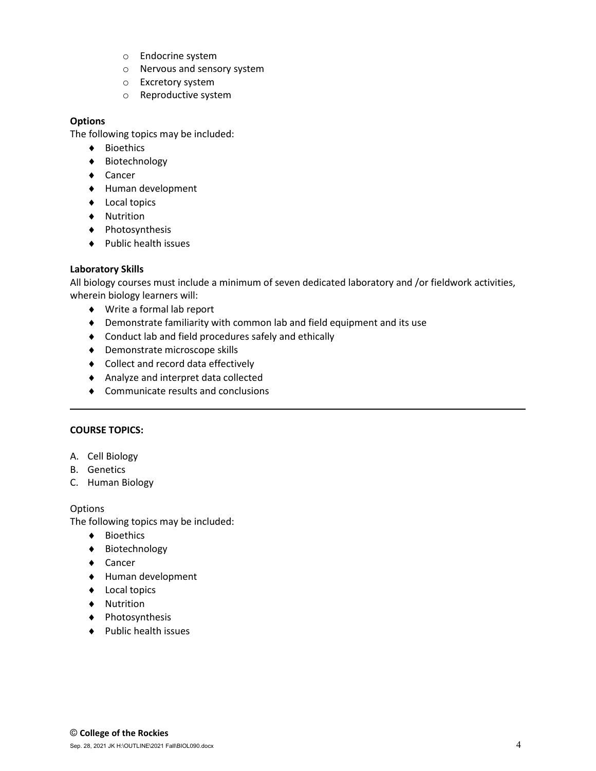- Endocrine system
- Nervous and sensory system
- Excretory system
- Reproductive system

**Options**

The following topics may be included:

- Bioethics
- Biotechnology
- Cancer
- Human development
- Local topics
- Nutrition
- Photosynthesis
- Public health issues

**Laboratory Skills**

All biology courses must include a minimum of seven dedicated laboratory and /or fieldwork activities, wherein biology learners will:

- Write a formal lab report
- Demonstrate familiarity with common lab and field equipment and its use
- Conduct lab and field procedures safely and ethically
- Demonstrate microscope skills
- Collect and record data effectively
- Analyze and interpret data collected
- Communicate results and conclusions

---

**COURSE TOPICS:**

A. Cell Biology
B. Genetics
C. Human Biology

Options

The following topics may be included:

- Bioethics
- Biotechnology
- Cancer
- Human development
- Local topics
- Nutrition
- Photosynthesis
- Public health issues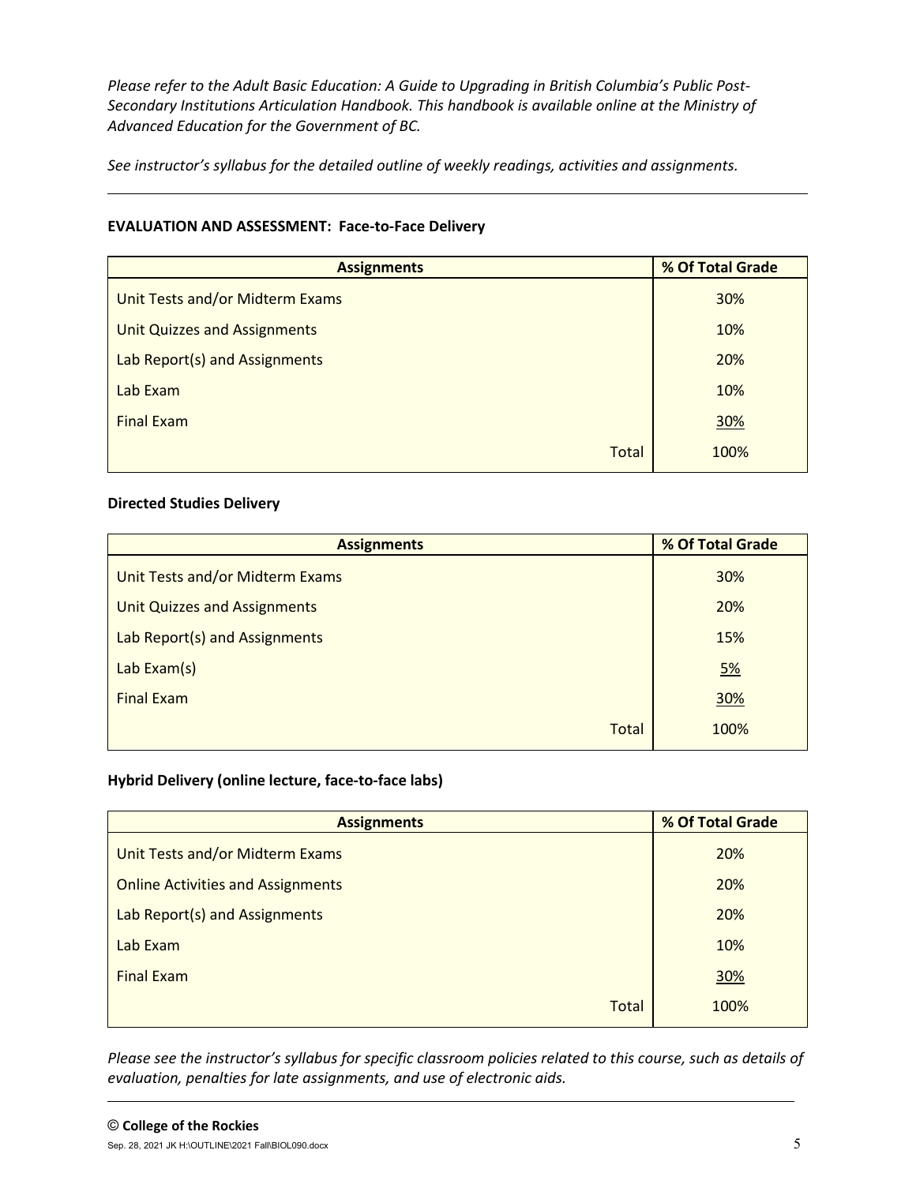*Please refer to the Adult Basic Education: A Guide to Upgrading in British Columbia's Public Post-Secondary Institutions Articulation Handbook. This handbook is available online at the Ministry of Advanced Education for the Government of BC.*

*See instructor's syllabus for the detailed outline of weekly readings, activities and assignments.*

---

**EVALUATION AND ASSESSMENT: Face-to-Face Delivery**

| Assignments | % Of Total Grade |
|---|---|
| Unit Tests and/or Midterm Exams | 30% |
| Unit Quizzes and Assignments | 10% |
| Lab Report(s) and Assignments | 20% |
| Lab Exam | 10% |
| Final Exam | 30% |
| Total | 100% |

**Directed Studies Delivery**

| Assignments | % Of Total Grade |
|---|---|
| Unit Tests and/or Midterm Exams | 30% |
| Unit Quizzes and Assignments | 20% |
| Lab Report(s) and Assignments | 15% |
| Lab Exam(s) | 5% |
| Final Exam | 30% |
| Total | 100% |

**Hybrid Delivery (online lecture, face-to-face labs)**

| Assignments | % Of Total Grade |
|---|---|
| Unit Tests and/or Midterm Exams | 20% |
| Online Activities and Assignments | 20% |
| Lab Report(s) and Assignments | 20% |
| Lab Exam | 10% |
| Final Exam | 30% |
| Total | 100% |

*Please see the instructor's syllabus for specific classroom policies related to this course, such as details of evaluation, penalties for late assignments, and use of electronic aids.*

---

© **College of the Rockies**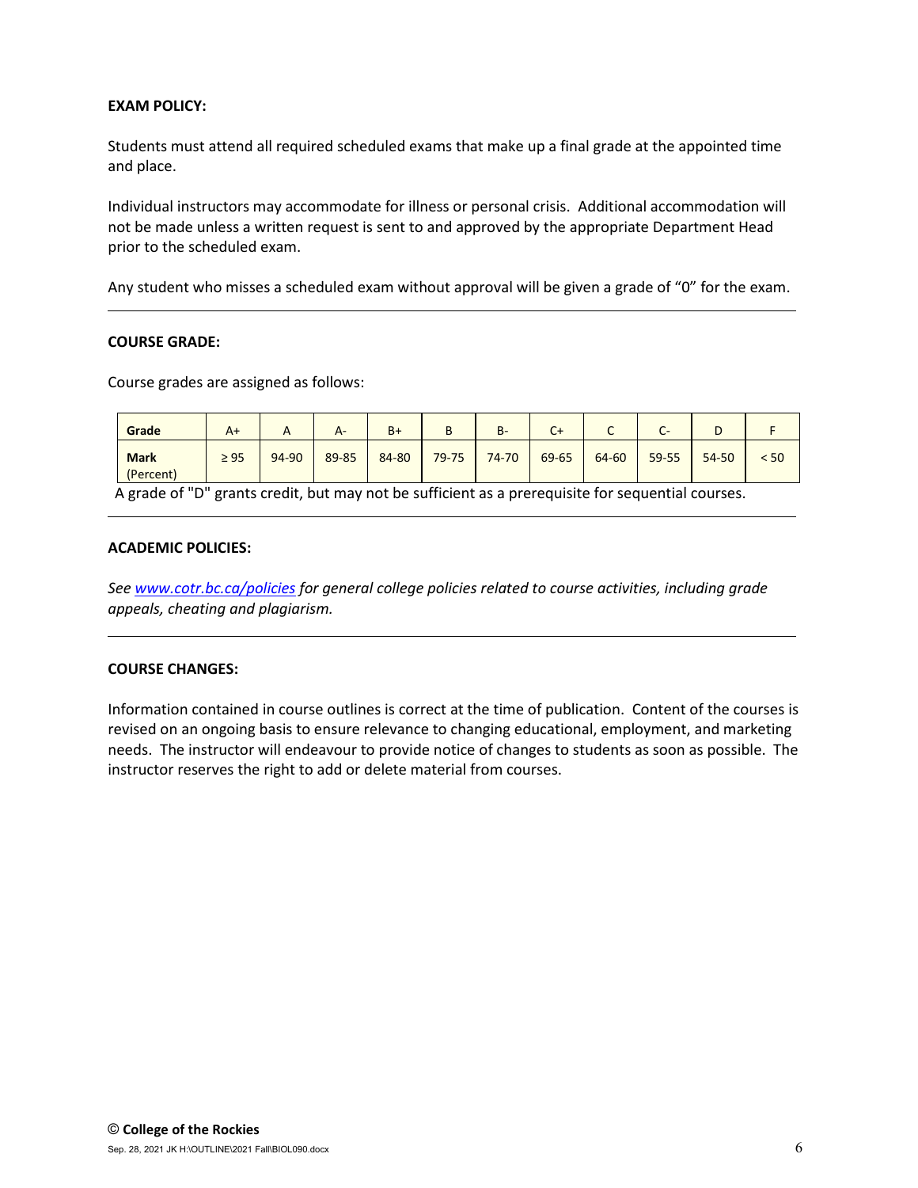**EXAM POLICY:**

Students must attend all required scheduled exams that make up a final grade at the appointed time and place.

Individual instructors may accommodate for illness or personal crisis. Additional accommodation will not be made unless a written request is sent to and approved by the appropriate Department Head prior to the scheduled exam.

Any student who misses a scheduled exam without approval will be given a grade of "0" for the exam.

---

**COURSE GRADE:**

Course grades are assigned as follows:

| **Grade** | A+ | A | A- | B+ | B | B- | C+ | C | C- | D | F |
|---|---|---|---|---|---|---|---|---|---|---|---|
| **Mark** (Percent) | ≥ 95 | 94-90 | 89-85 | 84-80 | 79-75 | 74-70 | 69-65 | 64-60 | 59-55 | 54-50 | < 50 |

A grade of "D" grants credit, but may not be sufficient as a prerequisite for sequential courses.

---

**ACADEMIC POLICIES:**

*See [www.cotr.bc.ca/policies](http://www.cotr.bc.ca/policies) for general college policies related to course activities, including grade appeals, cheating and plagiarism.*

---

**COURSE CHANGES:**

Information contained in course outlines is correct at the time of publication. Content of the courses is revised on an ongoing basis to ensure relevance to changing educational, employment, and marketing needs. The instructor will endeavour to provide notice of changes to students as soon as possible. The instructor reserves the right to add or delete material from courses.